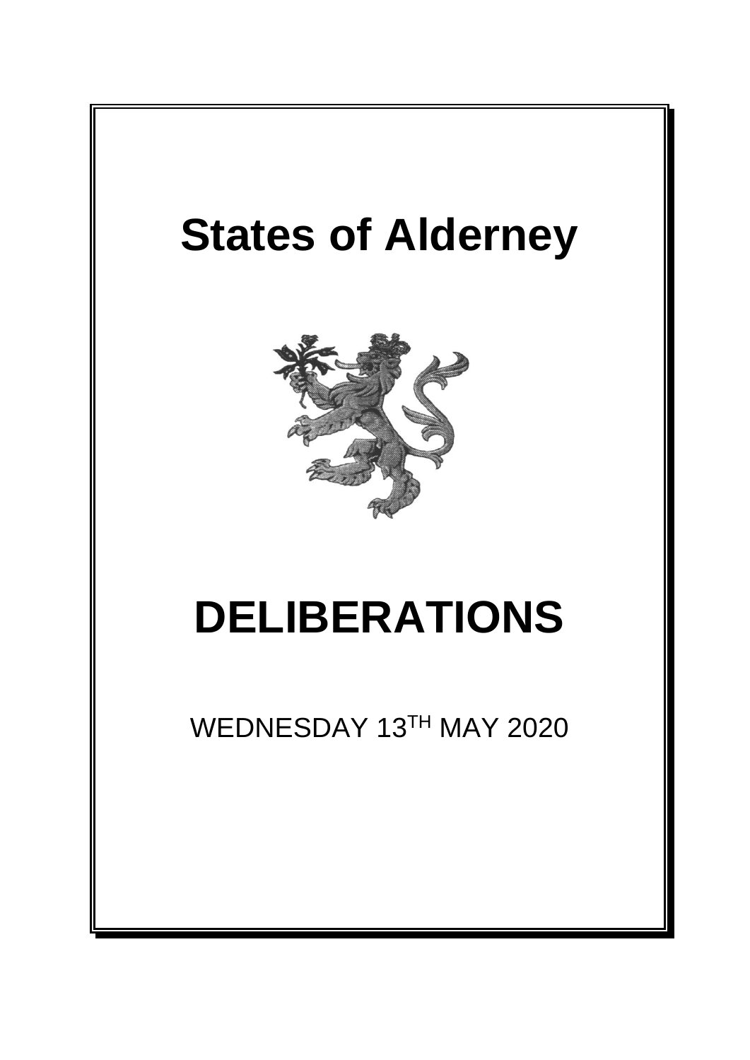# States of Alderney

# DELIBERATIONS

WEDNESDAY 13TH MAY 2020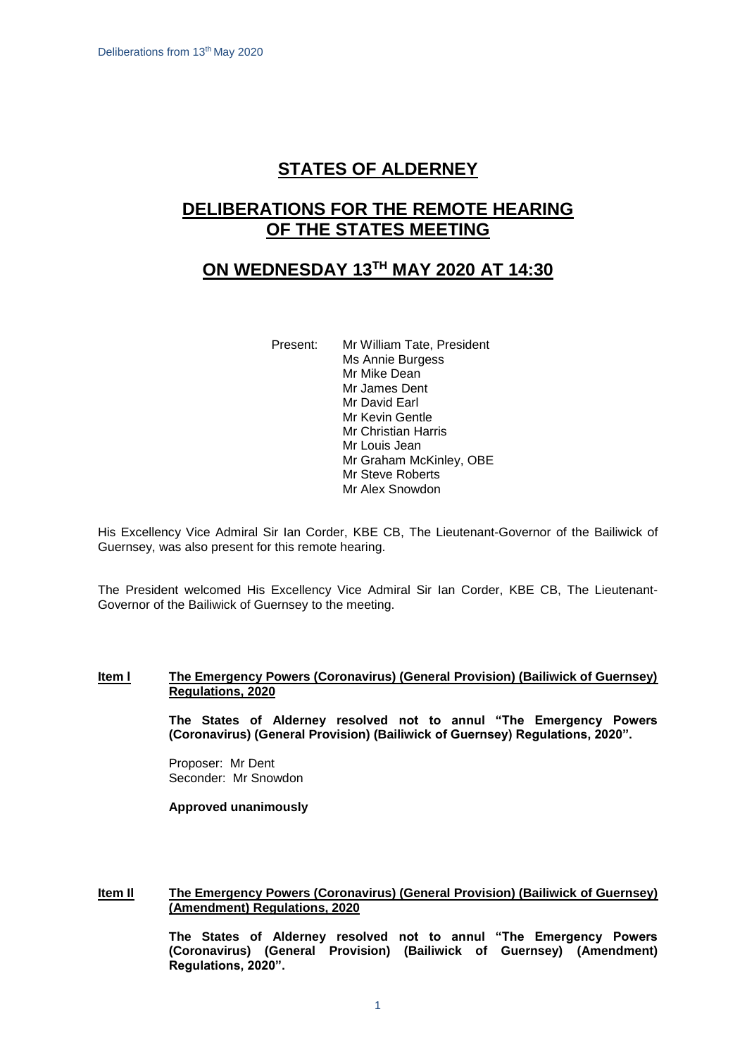# STATES OF ALDERNEY

## DELIBERATIONS FOR THE REMOTE HEARING OF THE STATES MEETING

## ON WEDNESDAY 13TH MAY 2020 AT 14:30

Present:
- Mr William Tate, President
- Ms Annie Burgess
- Mr Mike Dean
- Mr James Dent
- Mr David Earl
- Mr Kevin Gentle
- Mr Christian Harris
- Mr Louis Jean
- Mr Graham McKinley, OBE
- Mr Steve Roberts
- Mr Alex Snowdon

His Excellency Vice Admiral Sir Ian Corder, KBE CB, The Lieutenant-Governor of the Bailiwick of Guernsey, was also present for this remote hearing.

The President welcomed His Excellency Vice Admiral Sir Ian Corder, KBE CB, The Lieutenant-Governor of the Bailiwick of Guernsey to the meeting.

**Item I** **The Emergency Powers (Coronavirus) (General Provision) (Bailiwick of Guernsey) Regulations, 2020**

**The States of Alderney resolved not to annul "The Emergency Powers (Coronavirus) (General Provision) (Bailiwick of Guernsey) Regulations, 2020".**

Proposer: Mr Dent
Seconder: Mr Snowdon

**Approved unanimously**

**Item II** **The Emergency Powers (Coronavirus) (General Provision) (Bailiwick of Guernsey) (Amendment) Regulations, 2020**

**The States of Alderney resolved not to annul "The Emergency Powers (Coronavirus) (General Provision) (Bailiwick of Guernsey) (Amendment) Regulations, 2020".**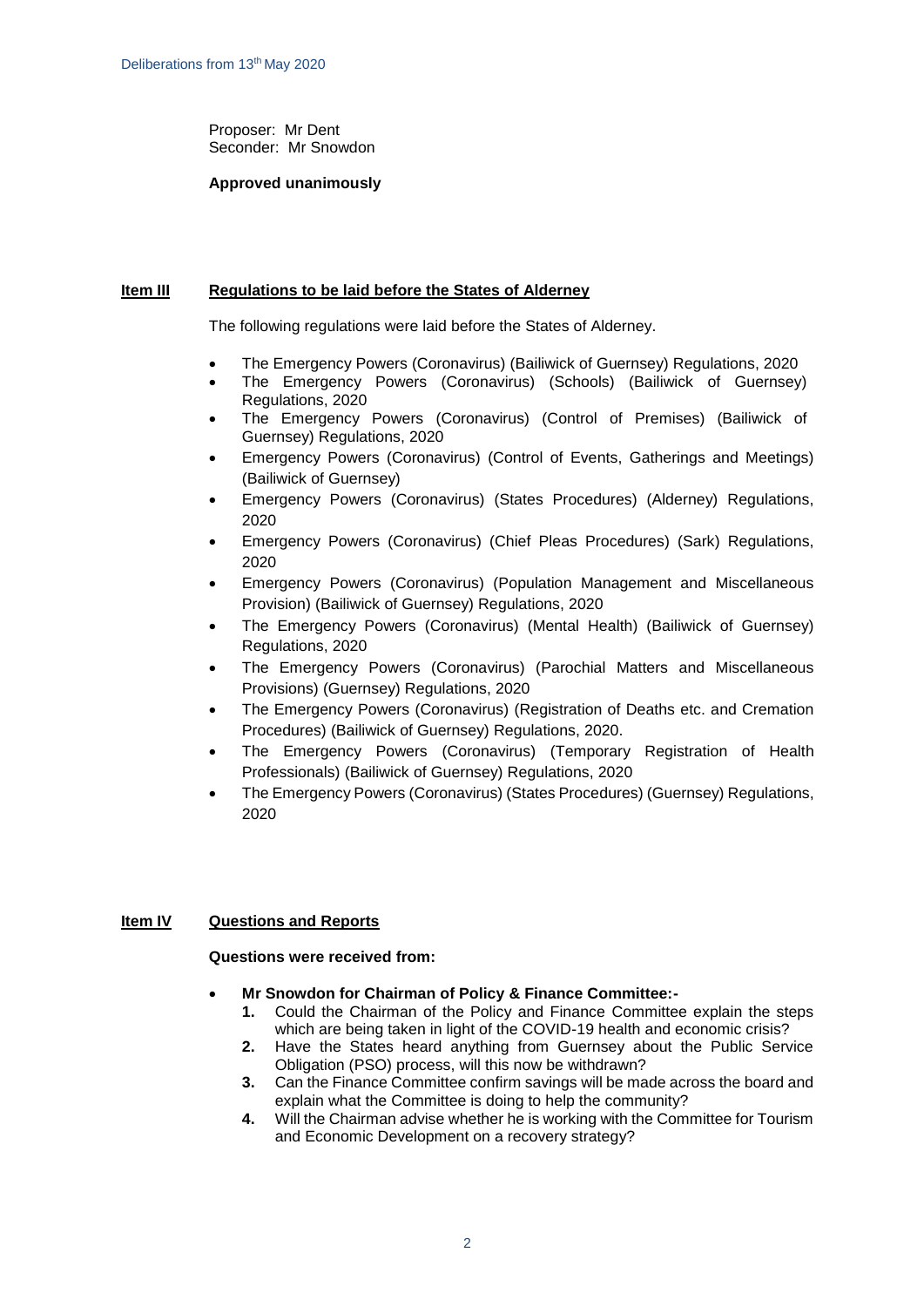Proposer: Mr Dent
Seconder: Mr Snowdon

**Approved unanimously**

**Item III** **Regulations to be laid before the States of Alderney**

The following regulations were laid before the States of Alderney.

- The Emergency Powers (Coronavirus) (Bailiwick of Guernsey) Regulations, 2020
- The Emergency Powers (Coronavirus) (Schools) (Bailiwick of Guernsey) Regulations, 2020
- The Emergency Powers (Coronavirus) (Control of Premises) (Bailiwick of Guernsey) Regulations, 2020
- Emergency Powers (Coronavirus) (Control of Events, Gatherings and Meetings) (Bailiwick of Guernsey)
- Emergency Powers (Coronavirus) (States Procedures) (Alderney) Regulations, 2020
- Emergency Powers (Coronavirus) (Chief Pleas Procedures) (Sark) Regulations, 2020
- Emergency Powers (Coronavirus) (Population Management and Miscellaneous Provision) (Bailiwick of Guernsey) Regulations, 2020
- The Emergency Powers (Coronavirus) (Mental Health) (Bailiwick of Guernsey) Regulations, 2020
- The Emergency Powers (Coronavirus) (Parochial Matters and Miscellaneous Provisions) (Guernsey) Regulations, 2020
- The Emergency Powers (Coronavirus) (Registration of Deaths etc. and Cremation Procedures) (Bailiwick of Guernsey) Regulations, 2020.
- The Emergency Powers (Coronavirus) (Temporary Registration of Health Professionals) (Bailiwick of Guernsey) Regulations, 2020
- The Emergency Powers (Coronavirus) (States Procedures) (Guernsey) Regulations, 2020

**Item IV** **Questions and Reports**

**Questions were received from:**

- **Mr Snowdon for Chairman of Policy & Finance Committee:-**
  1. Could the Chairman of the Policy and Finance Committee explain the steps which are being taken in light of the COVID-19 health and economic crisis?
  2. Have the States heard anything from Guernsey about the Public Service Obligation (PSO) process, will this now be withdrawn?
  3. Can the Finance Committee confirm savings will be made across the board and explain what the Committee is doing to help the community?
  4. Will the Chairman advise whether he is working with the Committee for Tourism and Economic Development on a recovery strategy?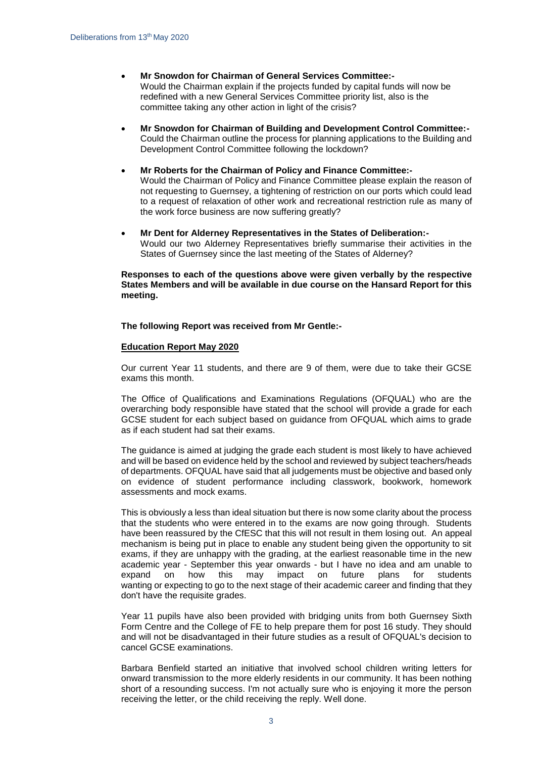- **Mr Snowdon for Chairman of General Services Committee:-**
  Would the Chairman explain if the projects funded by capital funds will now be redefined with a new General Services Committee priority list, also is the committee taking any other action in light of the crisis?

- **Mr Snowdon for Chairman of Building and Development Control Committee:-**
  Could the Chairman outline the process for planning applications to the Building and Development Control Committee following the lockdown?

- **Mr Roberts for the Chairman of Policy and Finance Committee:-**
  Would the Chairman of Policy and Finance Committee please explain the reason of not requesting to Guernsey, a tightening of restriction on our ports which could lead to a request of relaxation of other work and recreational restriction rule as many of the work force business are now suffering greatly?

- **Mr Dent for Alderney Representatives in the States of Deliberation:-**
  Would our two Alderney Representatives briefly summarise their activities in the States of Guernsey since the last meeting of the States of Alderney?

**Responses to each of the questions above were given verbally by the respective States Members and will be available in due course on the Hansard Report for this meeting.**

**The following Report was received from Mr Gentle:-**

**Education Report May 2020**

Our current Year 11 students, and there are 9 of them, were due to take their GCSE exams this month.

The Office of Qualifications and Examinations Regulations (OFQUAL) who are the overarching body responsible have stated that the school will provide a grade for each GCSE student for each subject based on guidance from OFQUAL which aims to grade as if each student had sat their exams.

The guidance is aimed at judging the grade each student is most likely to have achieved and will be based on evidence held by the school and reviewed by subject teachers/heads of departments. OFQUAL have said that all judgements must be objective and based only on evidence of student performance including classwork, bookwork, homework assessments and mock exams.

This is obviously a less than ideal situation but there is now some clarity about the process that the students who were entered in to the exams are now going through. Students have been reassured by the CfESC that this will not result in them losing out. An appeal mechanism is being put in place to enable any student being given the opportunity to sit exams, if they are unhappy with the grading, at the earliest reasonable time in the new academic year - September this year onwards - but I have no idea and am unable to expand on how this may impact on future plans for students wanting or expecting to go to the next stage of their academic career and finding that they don't have the requisite grades.

Year 11 pupils have also been provided with bridging units from both Guernsey Sixth Form Centre and the College of FE to help prepare them for post 16 study. They should and will not be disadvantaged in their future studies as a result of OFQUAL's decision to cancel GCSE examinations.

Barbara Benfield started an initiative that involved school children writing letters for onward transmission to the more elderly residents in our community. It has been nothing short of a resounding success. I'm not actually sure who is enjoying it more the person receiving the letter, or the child receiving the reply. Well done.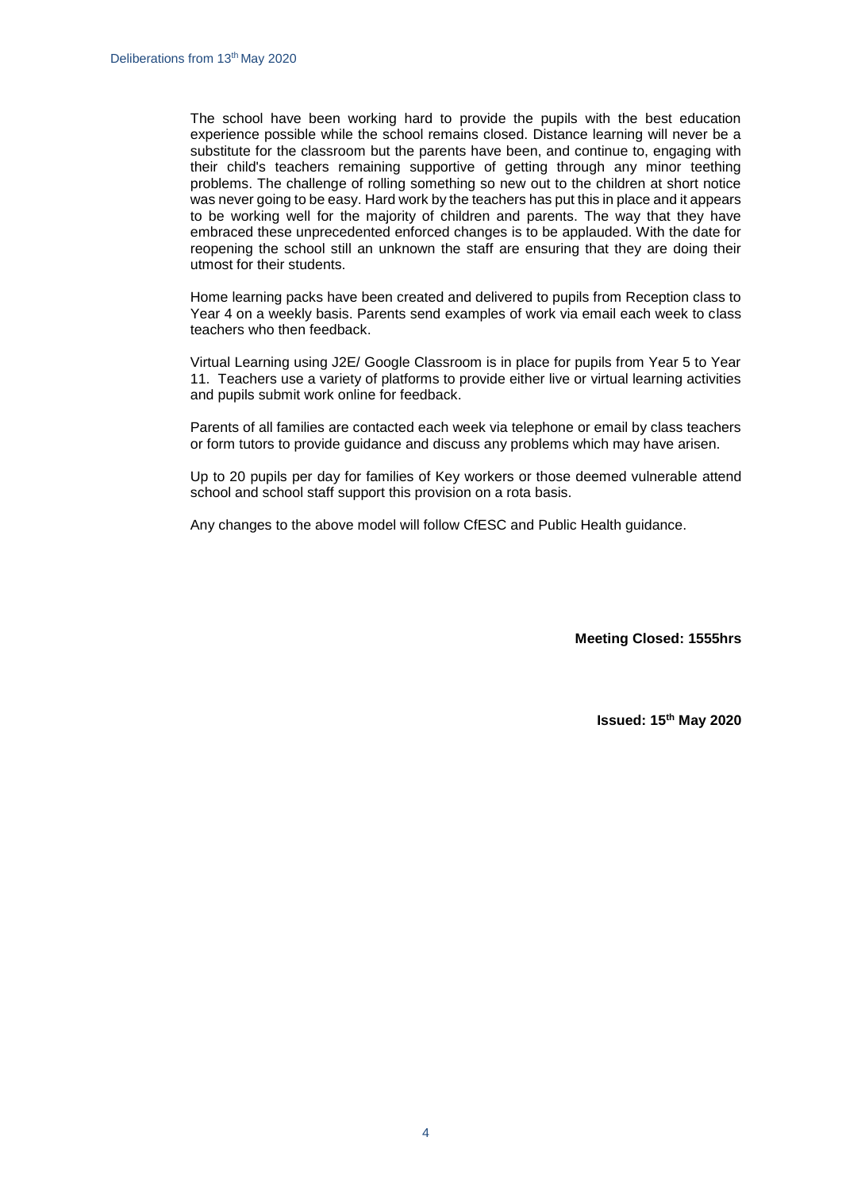The school have been working hard to provide the pupils with the best education experience possible while the school remains closed. Distance learning will never be a substitute for the classroom but the parents have been, and continue to, engaging with their child's teachers remaining supportive of getting through any minor teething problems. The challenge of rolling something so new out to the children at short notice was never going to be easy. Hard work by the teachers has put this in place and it appears to be working well for the majority of children and parents. The way that they have embraced these unprecedented enforced changes is to be applauded. With the date for reopening the school still an unknown the staff are ensuring that they are doing their utmost for their students.

Home learning packs have been created and delivered to pupils from Reception class to Year 4 on a weekly basis. Parents send examples of work via email each week to class teachers who then feedback.

Virtual Learning using J2E/ Google Classroom is in place for pupils from Year 5 to Year 11. Teachers use a variety of platforms to provide either live or virtual learning activities and pupils submit work online for feedback.

Parents of all families are contacted each week via telephone or email by class teachers or form tutors to provide guidance and discuss any problems which may have arisen.

Up to 20 pupils per day for families of Key workers or those deemed vulnerable attend school and school staff support this provision on a rota basis.

Any changes to the above model will follow CfESC and Public Health guidance.

**Meeting Closed: 1555hrs**

**Issued: 15th May 2020**